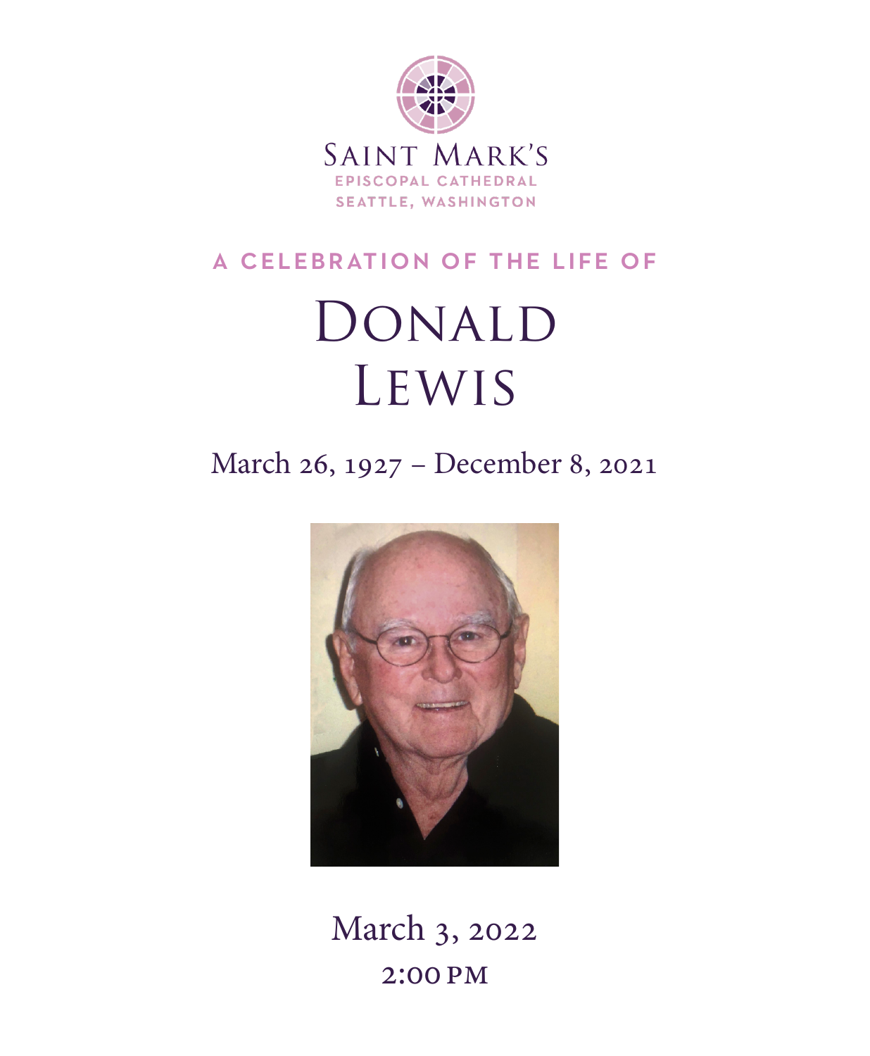Saint Mark's
Episcopal Cathedral
Seattle, Washington

A CELEBRATION OF THE LIFE OF

# Donald Lewis

March 26, 1927 – December 8, 2021

March 3, 2022
2:00 PM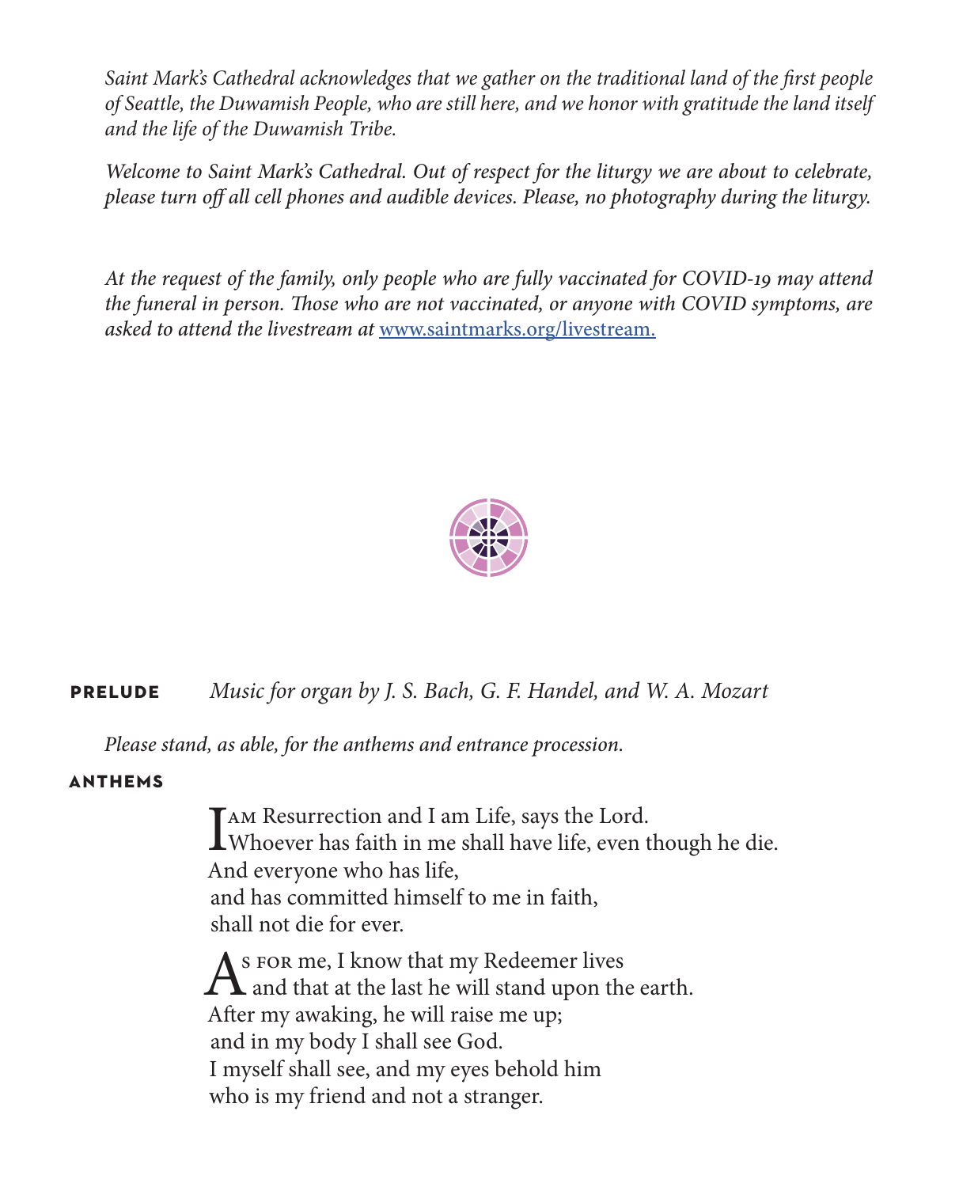*Saint Mark's Cathedral acknowledges that we gather on the traditional land of the first people of Seattle, the Duwamish People, who are still here, and we honor with gratitude the land itself and the life of the Duwamish Tribe.*

*Welcome to Saint Mark's Cathedral. Out of respect for the liturgy we are about to celebrate, please turn off all cell phones and audible devices. Please, no photography during the liturgy.*

*At the request of the family, only people who are fully vaccinated for COVID-19 may attend the funeral in person. Those who are not vaccinated, or anyone with COVID symptoms, are asked to attend the livestream at* [www.saintmarks.org/livestream.](www.saintmarks.org/livestream)

**PRELUDE** *Music for organ by J. S. Bach, G. F. Handel, and W. A. Mozart*

*Please stand, as able, for the anthems and entrance procession.*

**ANTHEMS**

I am Resurrection and I am Life, says the Lord.  
Whoever has faith in me shall have life, even though he die.  
And everyone who has life,  
and has committed himself to me in faith,  
shall not die for ever.

As for me, I know that my Redeemer lives  
and that at the last he will stand upon the earth.  
After my awaking, he will raise me up;  
and in my body I shall see God.  
I myself shall see, and my eyes behold him  
who is my friend and not a stranger.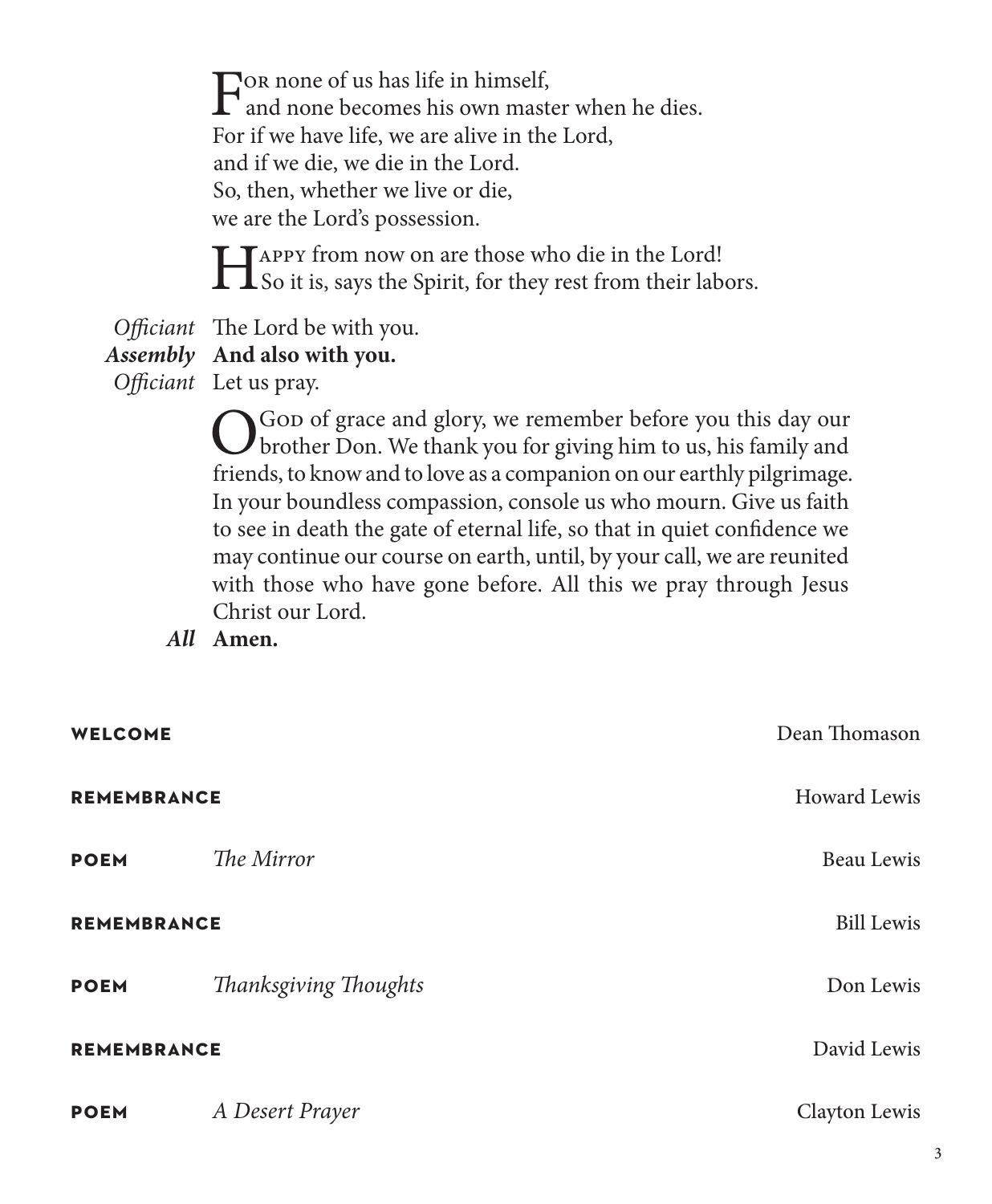For none of us has life in himself,
and none becomes his own master when he dies.
For if we have life, we are alive in the Lord,
and if we die, we die in the Lord.
So, then, whether we live or die,
we are the Lord's possession.

Happy from now on are those who die in the Lord!
So it is, says the Spirit, for they rest from their labors.

*Officiant* The Lord be with you.
***Assembly*** **And also with you.**
*Officiant* Let us pray.

O God of grace and glory, we remember before you this day our brother Don. We thank you for giving him to us, his family and friends, to know and to love as a companion on our earthly pilgrimage. In your boundless compassion, console us who mourn. Give us faith to see in death the gate of eternal life, so that in quiet confidence we may continue our course on earth, until, by your call, we are reunited with those who have gone before. All this we pray through Jesus Christ our Lord.

***All*** **Amen.**

**WELCOME** — Dean Thomason

**REMEMBRANCE** — Howard Lewis

**POEM** *The Mirror* — Beau Lewis

**REMEMBRANCE** — Bill Lewis

**POEM** *Thanksgiving Thoughts* — Don Lewis

**REMEMBRANCE** — David Lewis

**POEM** *A Desert Prayer* — Clayton Lewis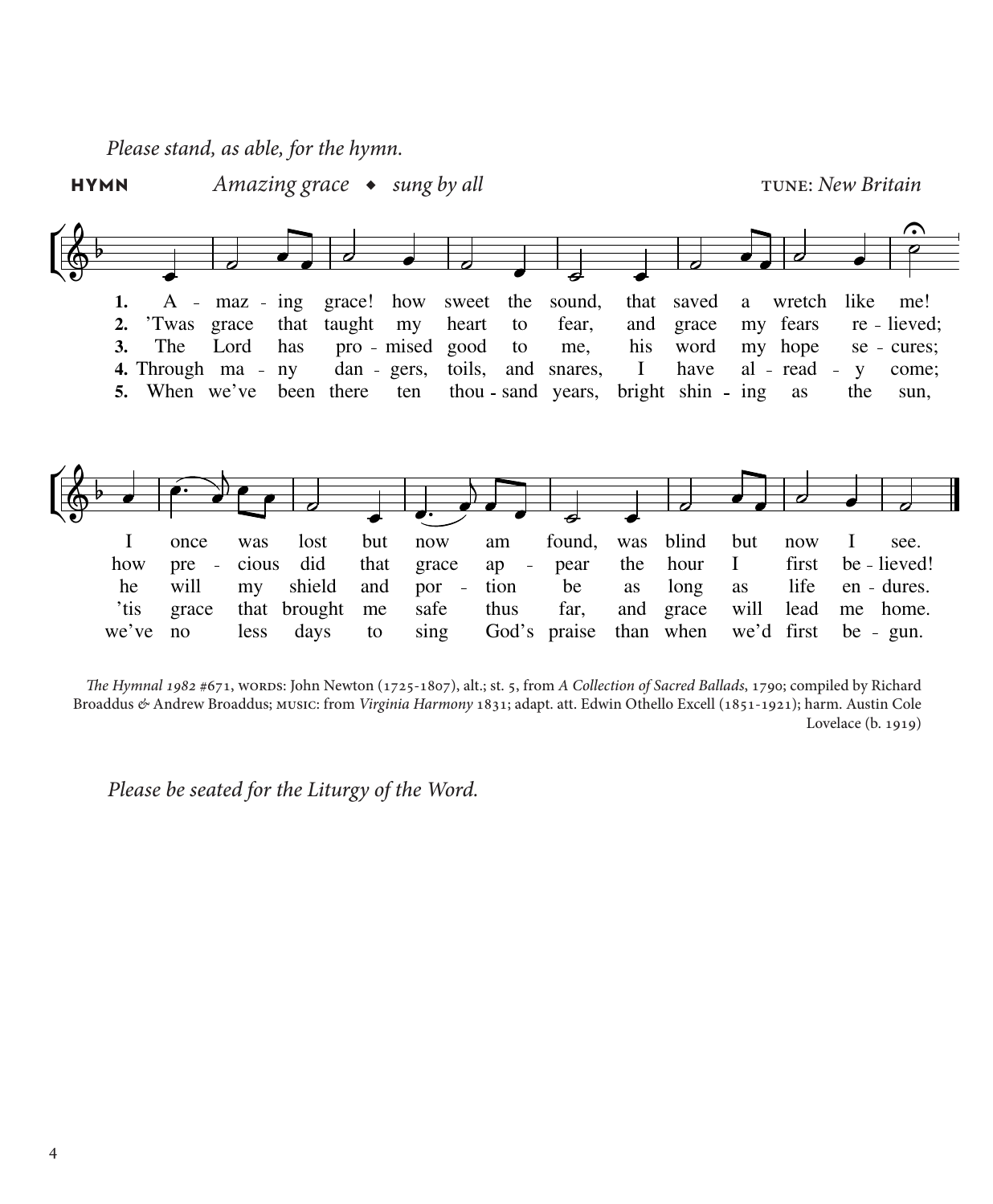*Please stand, as able, for the hymn.*

**HYMN** *Amazing grace* ◆ *sung by all* TUNE: *New Britain*

1. A - maz - ing grace! how sweet the sound, that saved a wretch like me! I once was lost but now am found, was blind but now I see.
2. 'Twas grace that taught my heart to fear, and grace my fears re - lieved; how pre - cious did that grace ap - pear the hour I first be - lieved!
3. The Lord has pro - mised good to me, his word my hope se - cures; he will my shield and por - tion be as long as life en - dures.
4. Through ma - ny dan - gers, toils, and snares, I have al - read - y come; 'tis grace that brought me safe thus far, and grace will lead me home.
5. When we've been there ten thou - sand years, bright shin - ing as the sun, we've no less days to sing God's praise than when we'd first be - gun.

*The Hymnal 1982* #671, WORDS: John Newton (1725-1807), alt.; st. 5, from *A Collection of Sacred Ballads*, 1790; compiled by Richard Broaddus & Andrew Broaddus; MUSIC: from *Virginia Harmony* 1831; adapt. att. Edwin Othello Excell (1851-1921); harm. Austin Cole Lovelace (b. 1919)

*Please be seated for the Liturgy of the Word.*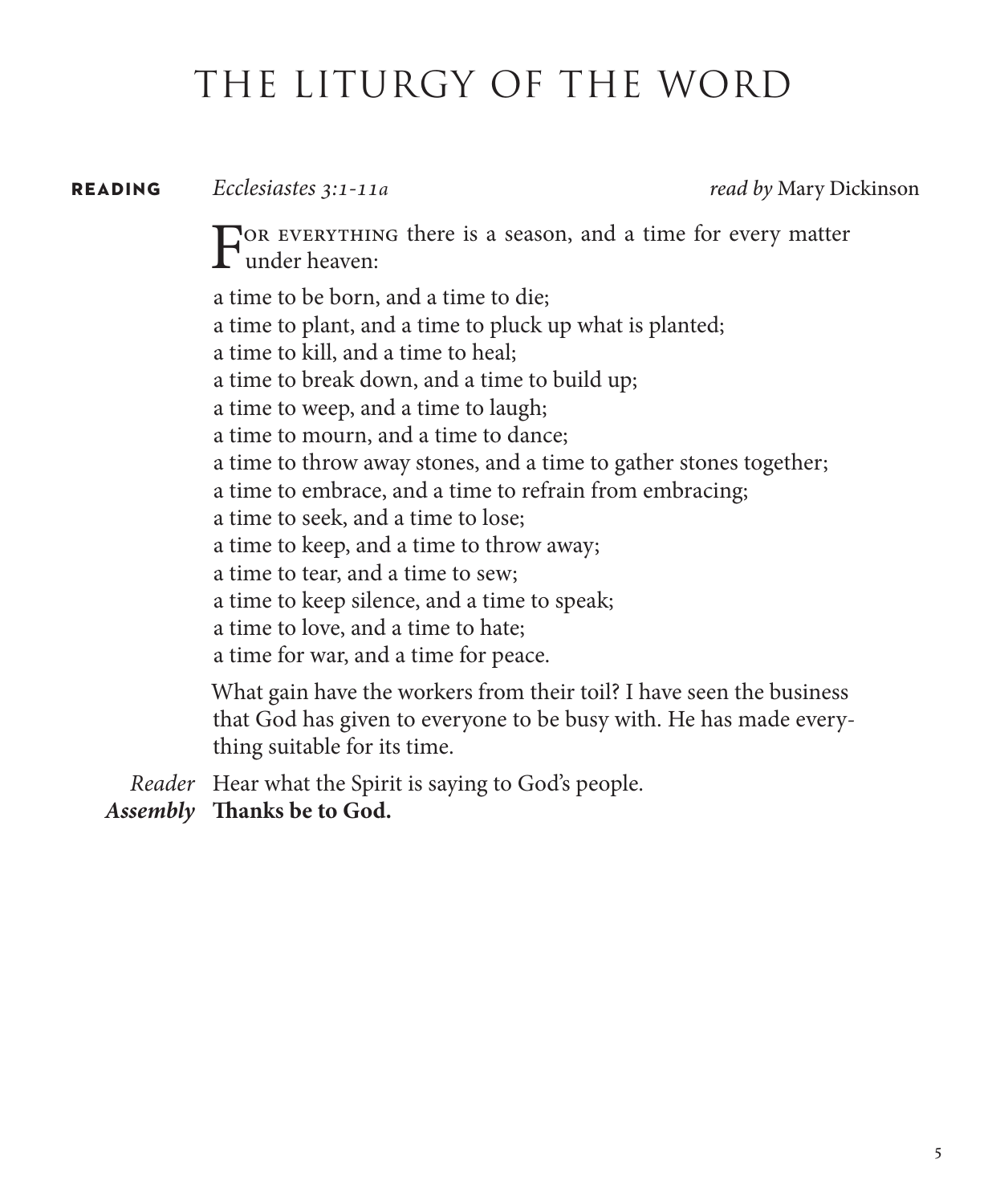# THE LITURGY OF THE WORD

**READING** *Ecclesiastes 3:1-11a* *read by* Mary Dickinson

For everything there is a season, and a time for every matter under heaven:

a time to be born, and a time to die;  
a time to plant, and a time to pluck up what is planted;  
a time to kill, and a time to heal;  
a time to break down, and a time to build up;  
a time to weep, and a time to laugh;  
a time to mourn, and a time to dance;  
a time to throw away stones, and a time to gather stones together;  
a time to embrace, and a time to refrain from embracing;  
a time to seek, and a time to lose;  
a time to keep, and a time to throw away;  
a time to tear, and a time to sew;  
a time to keep silence, and a time to speak;  
a time to love, and a time to hate;  
a time for war, and a time for peace.

What gain have the workers from their toil? I have seen the business that God has given to everyone to be busy with. He has made everything suitable for its time.

*Reader* Hear what the Spirit is saying to God's people.  
***Assembly*** **Thanks be to God.**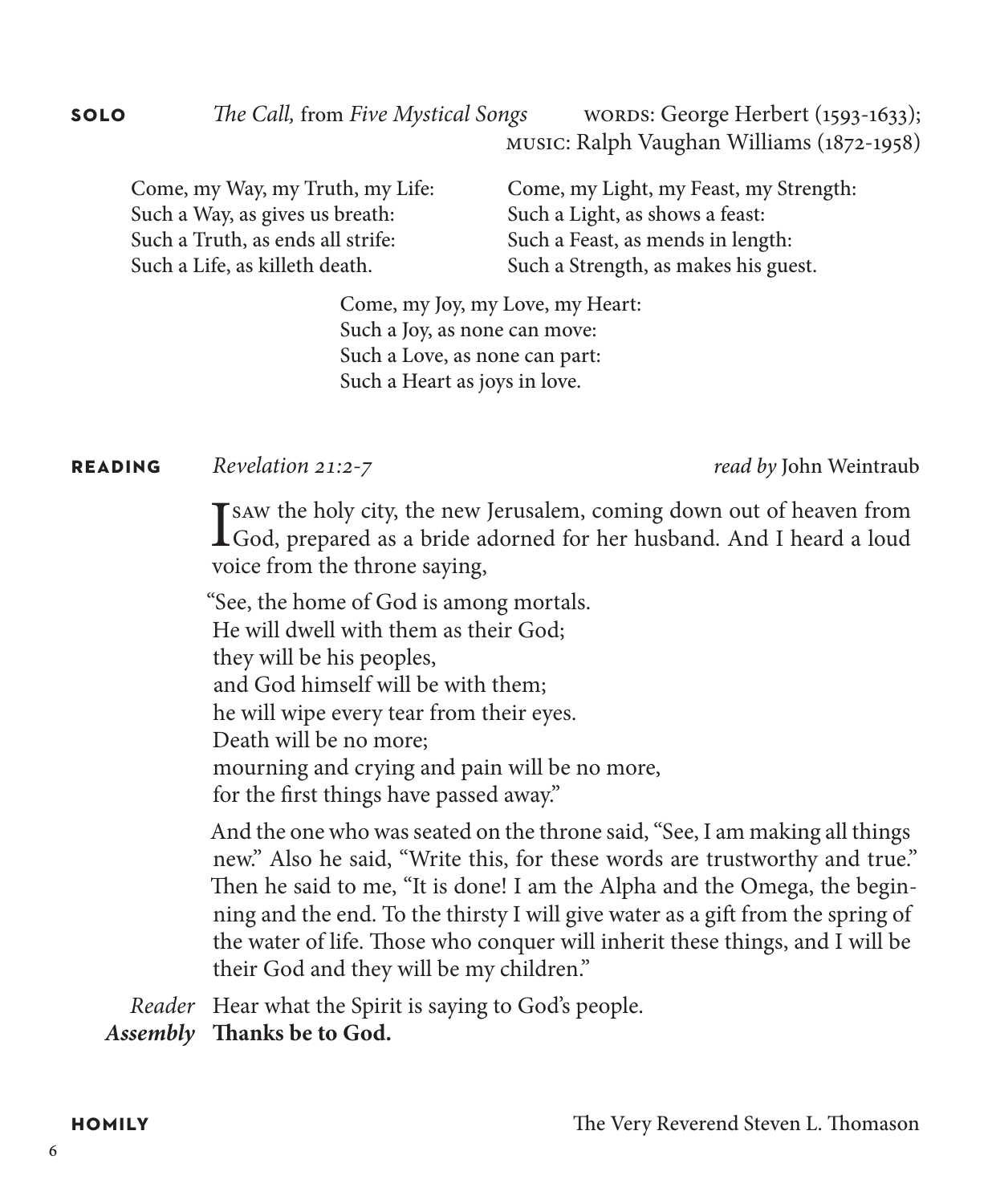**SOLO** *The Call,* from *Five Mystical Songs* WORDS: George Herbert (1593-1633); MUSIC: Ralph Vaughan Williams (1872-1958)

Come, my Way, my Truth, my Life:
Such a Way, as gives us breath:
Such a Truth, as ends all strife:
Such a Life, as killeth death.

Come, my Light, my Feast, my Strength:
Such a Light, as shows a feast:
Such a Feast, as mends in length:
Such a Strength, as makes his guest.

Come, my Joy, my Love, my Heart:
Such a Joy, as none can move:
Such a Love, as none can part:
Such a Heart as joys in love.

**READING** *Revelation 21:2-7* *read by* John Weintraub

I SAW the holy city, the new Jerusalem, coming down out of heaven from God, prepared as a bride adorned for her husband. And I heard a loud voice from the throne saying,

"See, the home of God is among mortals.
He will dwell with them as their God;
they will be his peoples,
and God himself will be with them;
he will wipe every tear from their eyes.
Death will be no more;
mourning and crying and pain will be no more,
for the first things have passed away."

And the one who was seated on the throne said, "See, I am making all things new." Also he said, "Write this, for these words are trustworthy and true." Then he said to me, "It is done! I am the Alpha and the Omega, the beginning and the end. To the thirsty I will give water as a gift from the spring of the water of life. Those who conquer will inherit these things, and I will be their God and they will be my children."

*Reader* Hear what the Spirit is saying to God's people.
***Assembly*** **Thanks be to God.**

**HOMILY** The Very Reverend Steven L. Thomason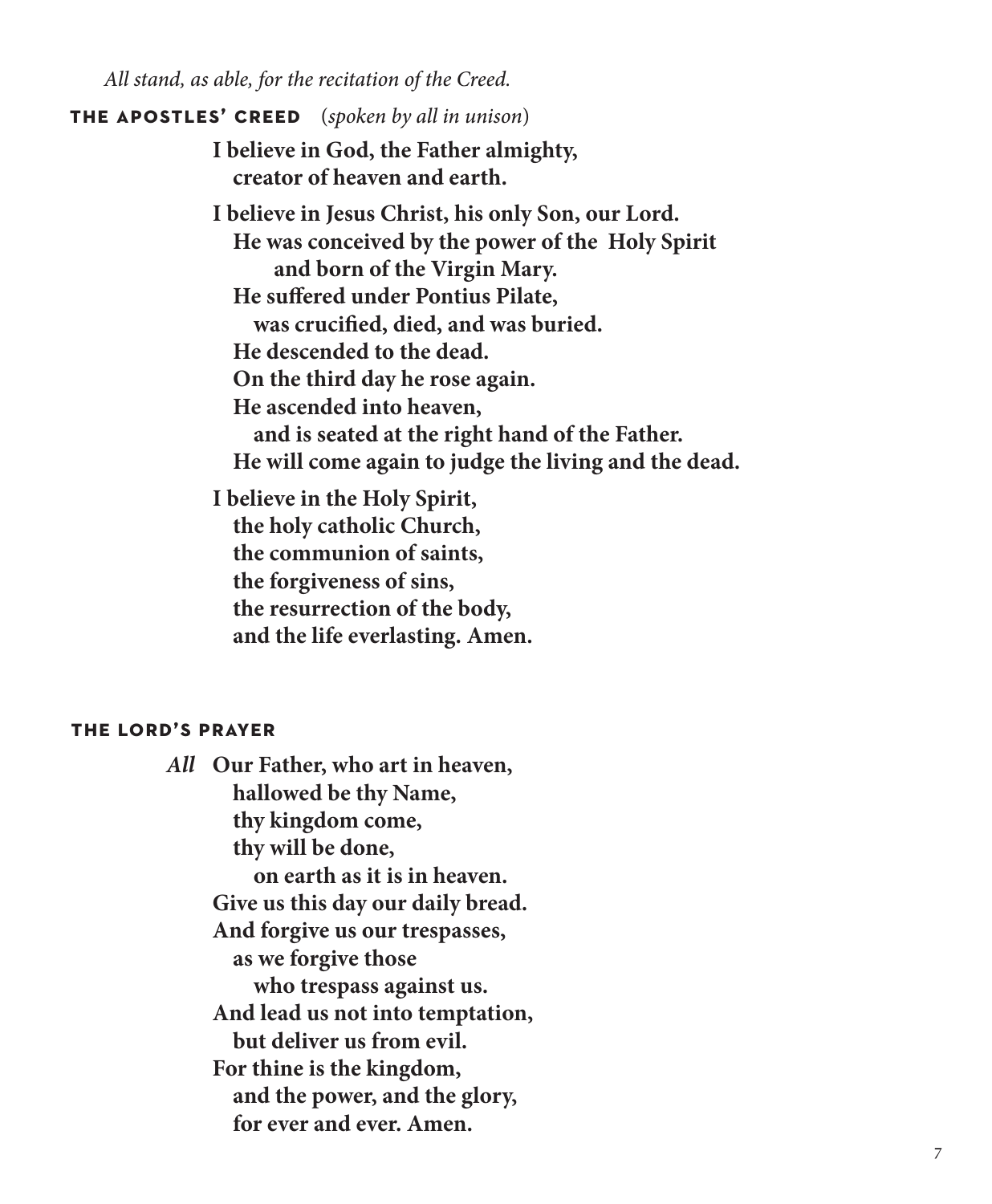*All stand, as able, for the recitation of the Creed.*

## THE APOSTLES' CREED (*spoken by all in unison*)

**I believe in God, the Father almighty,**
**creator of heaven and earth.**

**I believe in Jesus Christ, his only Son, our Lord.**
**He was conceived by the power of the Holy Spirit**
**and born of the Virgin Mary.**
**He suffered under Pontius Pilate,**
**was crucified, died, and was buried.**
**He descended to the dead.**
**On the third day he rose again.**
**He ascended into heaven,**
**and is seated at the right hand of the Father.**
**He will come again to judge the living and the dead.**

**I believe in the Holy Spirit,**
**the holy catholic Church,**
**the communion of saints,**
**the forgiveness of sins,**
**the resurrection of the body,**
**and the life everlasting. Amen.**

## THE LORD'S PRAYER

*All* **Our Father, who art in heaven,**
**hallowed be thy Name,**
**thy kingdom come,**
**thy will be done,**
**on earth as it is in heaven.**
**Give us this day our daily bread.**
**And forgive us our trespasses,**
**as we forgive those**
**who trespass against us.**
**And lead us not into temptation,**
**but deliver us from evil.**
**For thine is the kingdom,**
**and the power, and the glory,**
**for ever and ever. Amen.**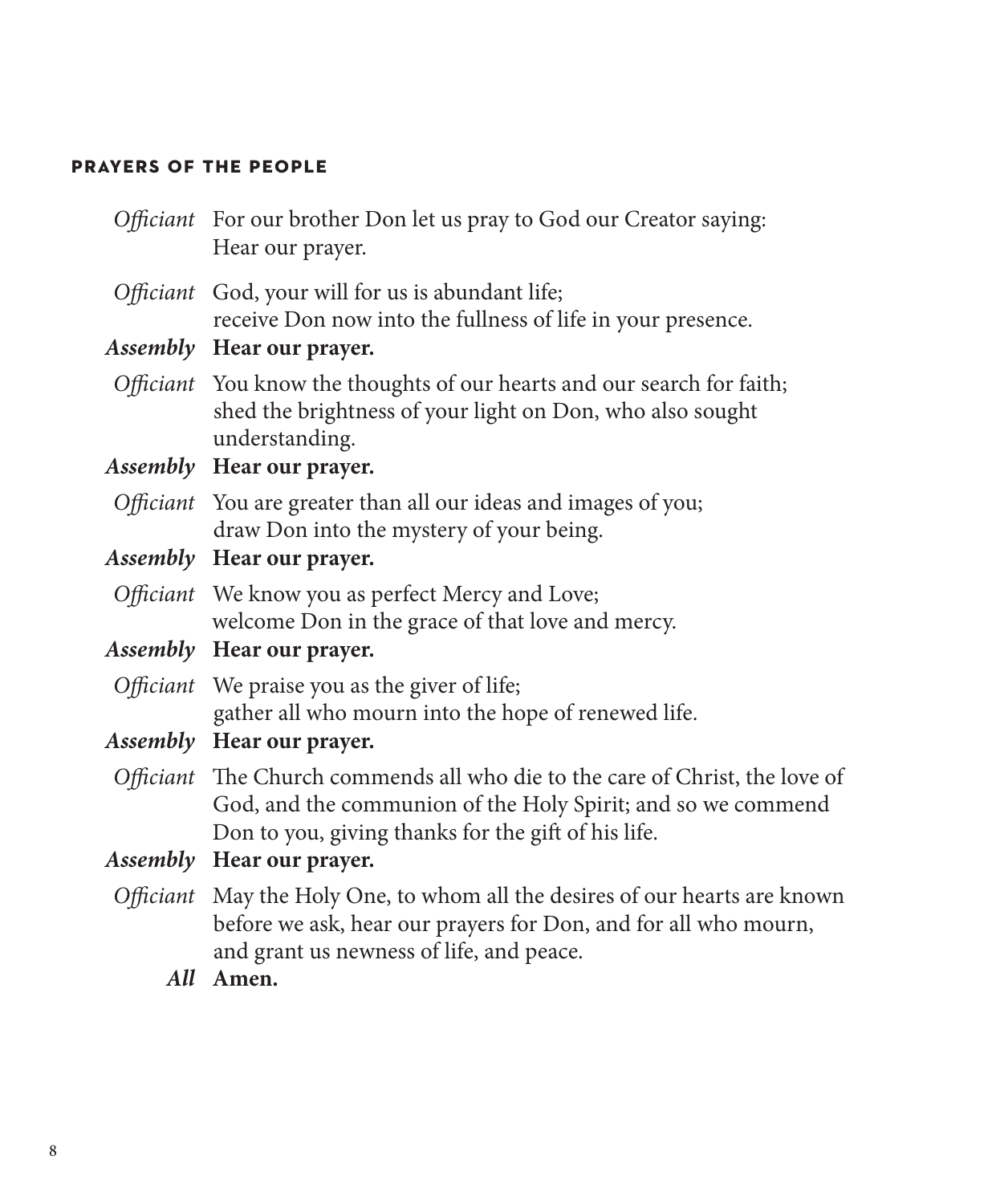## PRAYERS OF THE PEOPLE

*Officiant* For our brother Don let us pray to God our Creator saying: Hear our prayer.

*Officiant* God, your will for us is abundant life;
receive Don now into the fullness of life in your presence.

***Assembly*** **Hear our prayer.**

*Officiant* You know the thoughts of our hearts and our search for faith;
shed the brightness of your light on Don, who also sought understanding.

***Assembly*** **Hear our prayer.**

*Officiant* You are greater than all our ideas and images of you;
draw Don into the mystery of your being.

***Assembly*** **Hear our prayer.**

*Officiant* We know you as perfect Mercy and Love;
welcome Don in the grace of that love and mercy.

***Assembly*** **Hear our prayer.**

*Officiant* We praise you as the giver of life;
gather all who mourn into the hope of renewed life.

***Assembly*** **Hear our prayer.**

*Officiant* The Church commends all who die to the care of Christ, the love of God, and the communion of the Holy Spirit; and so we commend Don to you, giving thanks for the gift of his life.

***Assembly*** **Hear our prayer.**

*Officiant* May the Holy One, to whom all the desires of our hearts are known before we ask, hear our prayers for Don, and for all who mourn, and grant us newness of life, and peace.

***All*** **Amen.**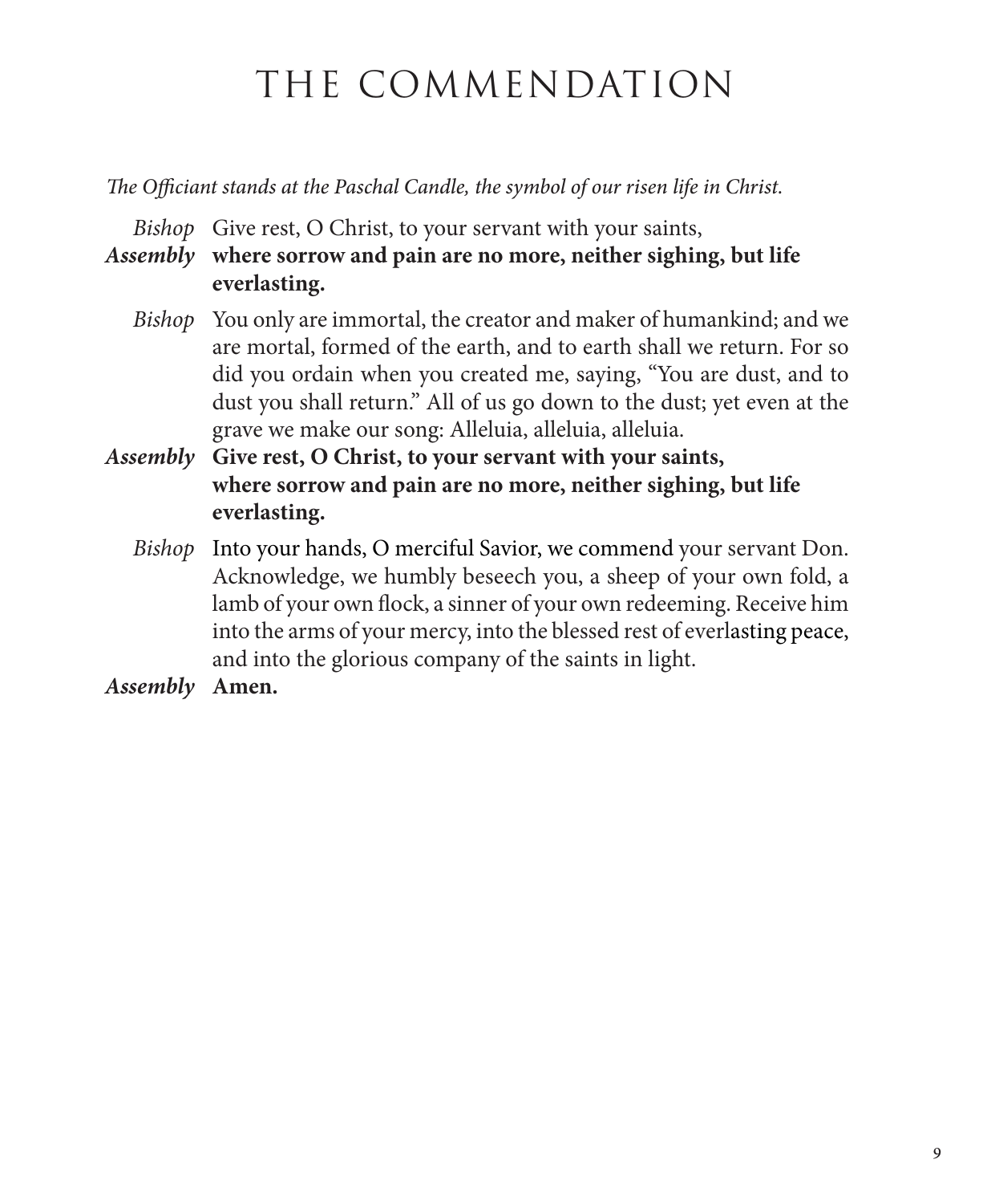# THE COMMENDATION

*The Officiant stands at the Paschal Candle, the symbol of our risen life in Christ.*

*Bishop* Give rest, O Christ, to your servant with your saints,

***Assembly*** **where sorrow and pain are no more, neither sighing, but life everlasting.**

*Bishop* You only are immortal, the creator and maker of humankind; and we are mortal, formed of the earth, and to earth shall we return. For so did you ordain when you created me, saying, "You are dust, and to dust you shall return." All of us go down to the dust; yet even at the grave we make our song: Alleluia, alleluia, alleluia.

***Assembly*** **Give rest, O Christ, to your servant with your saints, where sorrow and pain are no more, neither sighing, but life everlasting.**

*Bishop* Into your hands, O merciful Savior, we commend your servant Don. Acknowledge, we humbly beseech you, a sheep of your own fold, a lamb of your own flock, a sinner of your own redeeming. Receive him into the arms of your mercy, into the blessed rest of everlasting peace, and into the glorious company of the saints in light.

***Assembly*** **Amen.**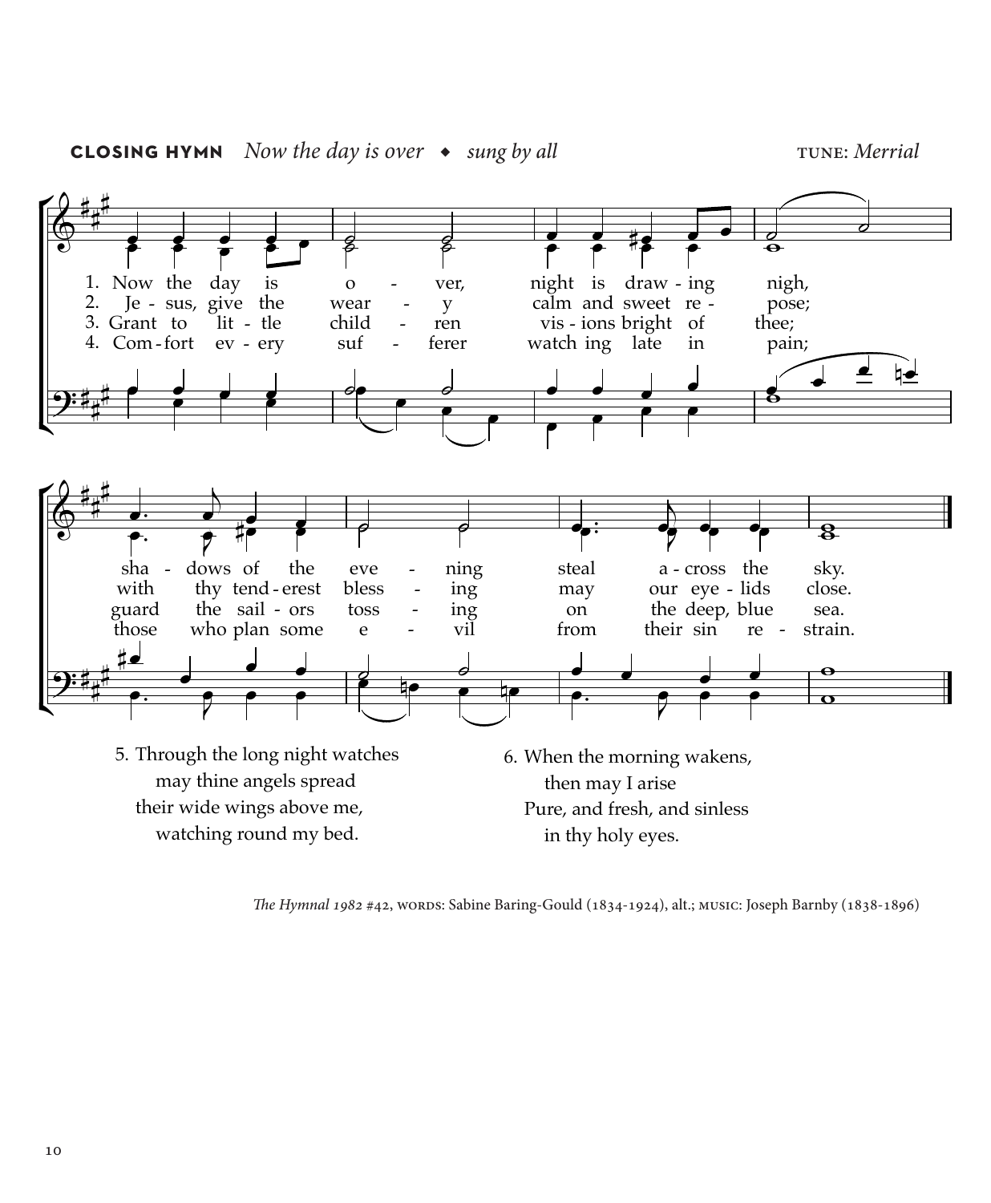**CLOSING HYMN** *Now the day is over* ◆ *sung by all* TUNE: *Merrial*

1. Now the day is over, night is drawing nigh, shadows of the evening steal across the sky.

2. Jesus, give the weary calm and sweet repose; with thy tenderest blessing may our eyelids close.

3. Grant to little children visions bright of thee; guard the sailors tossing on the deep, blue sea.

4. Comfort every sufferer watching late in pain; those who plan some evil from their sin restrain.

5. Through the long night watches
may thine angels spread
their wide wings above me,
watching round my bed.

6. When the morning wakens,
then may I arise
Pure, and fresh, and sinless
in thy holy eyes.

*The Hymnal 1982* #42, WORDS: Sabine Baring-Gould (1834-1924), alt.; MUSIC: Joseph Barnby (1838-1896)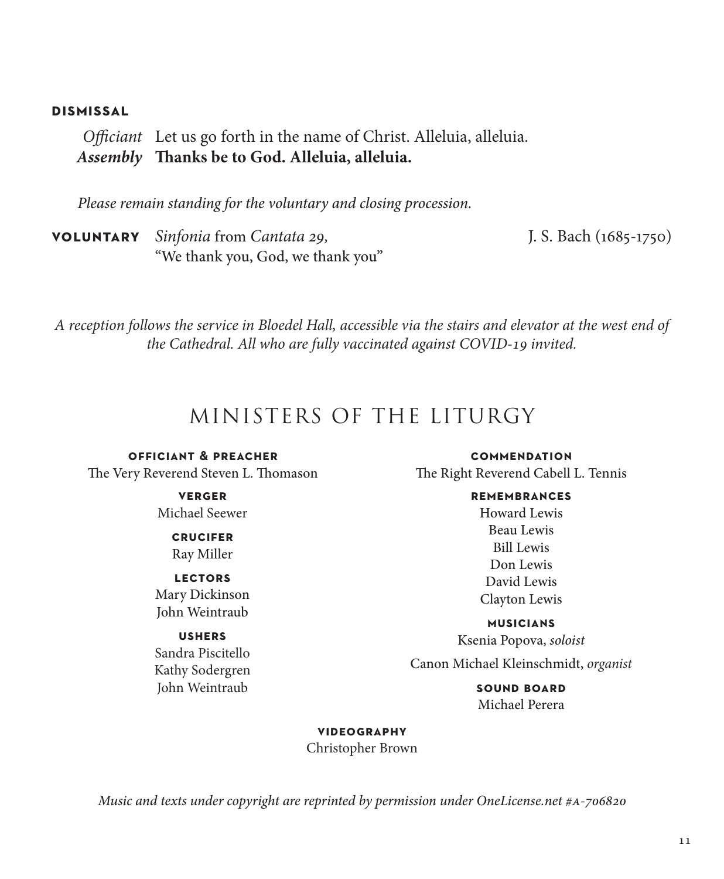### DISMISSAL

*Officiant* Let us go forth in the name of Christ. Alleluia, alleluia.
***Assembly*** **Thanks be to God. Alleluia, alleluia.**

*Please remain standing for the voluntary and closing procession.*

**VOLUNTARY** *Sinfonia* from *Cantata 29,* "We thank you, God, we thank you" — J. S. Bach (1685-1750)

*A reception follows the service in Bloedel Hall, accessible via the stairs and elevator at the west end of the Cathedral. All who are fully vaccinated against COVID-19 invited.*

## MINISTERS OF THE LITURGY

**OFFICIANT & PREACHER**
The Very Reverend Steven L. Thomason

**VERGER**
Michael Seewer

**CRUCIFER**
Ray Miller

**LECTORS**
Mary Dickinson
John Weintraub

**USHERS**
Sandra Piscitello
Kathy Sodergren
John Weintraub

**COMMENDATION**
The Right Reverend Cabell L. Tennis

**REMEMBRANCES**
Howard Lewis
Beau Lewis
Bill Lewis
Don Lewis
David Lewis
Clayton Lewis

**MUSICIANS**
Ksenia Popova, *soloist*
Canon Michael Kleinschmidt, *organist*

**SOUND BOARD**
Michael Perera

**VIDEOGRAPHY**
Christopher Brown

*Music and texts under copyright are reprinted by permission under OneLicense.net #A-706820*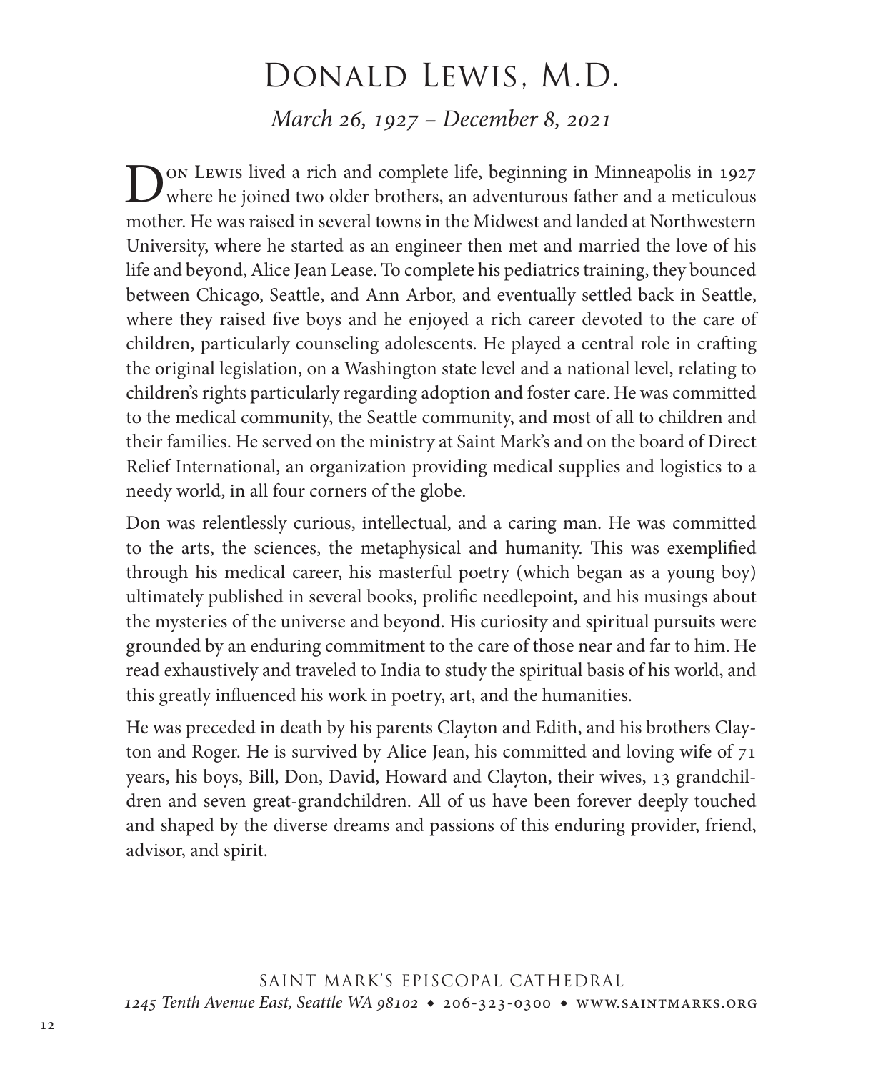# Donald Lewis, M.D.

*March 26, 1927 – December 8, 2021*

Don Lewis lived a rich and complete life, beginning in Minneapolis in 1927 where he joined two older brothers, an adventurous father and a meticulous mother. He was raised in several towns in the Midwest and landed at Northwestern University, where he started as an engineer then met and married the love of his life and beyond, Alice Jean Lease. To complete his pediatrics training, they bounced between Chicago, Seattle, and Ann Arbor, and eventually settled back in Seattle, where they raised five boys and he enjoyed a rich career devoted to the care of children, particularly counseling adolescents. He played a central role in crafting the original legislation, on a Washington state level and a national level, relating to children's rights particularly regarding adoption and foster care. He was committed to the medical community, the Seattle community, and most of all to children and their families. He served on the ministry at Saint Mark's and on the board of Direct Relief International, an organization providing medical supplies and logistics to a needy world, in all four corners of the globe.

Don was relentlessly curious, intellectual, and a caring man. He was committed to the arts, the sciences, the metaphysical and humanity. This was exemplified through his medical career, his masterful poetry (which began as a young boy) ultimately published in several books, prolific needlepoint, and his musings about the mysteries of the universe and beyond. His curiosity and spiritual pursuits were grounded by an enduring commitment to the care of those near and far to him. He read exhaustively and traveled to India to study the spiritual basis of his world, and this greatly influenced his work in poetry, art, and the humanities.

He was preceded in death by his parents Clayton and Edith, and his brothers Clayton and Roger. He is survived by Alice Jean, his committed and loving wife of 71 years, his boys, Bill, Don, David, Howard and Clayton, their wives, 13 grandchildren and seven great-grandchildren. All of us have been forever deeply touched and shaped by the diverse dreams and passions of this enduring provider, friend, advisor, and spirit.

SAINT MARK'S EPISCOPAL CATHEDRAL
*1245 Tenth Avenue East, Seattle WA 98102* ◆ 206-323-0300 ◆ www.saintmarks.org